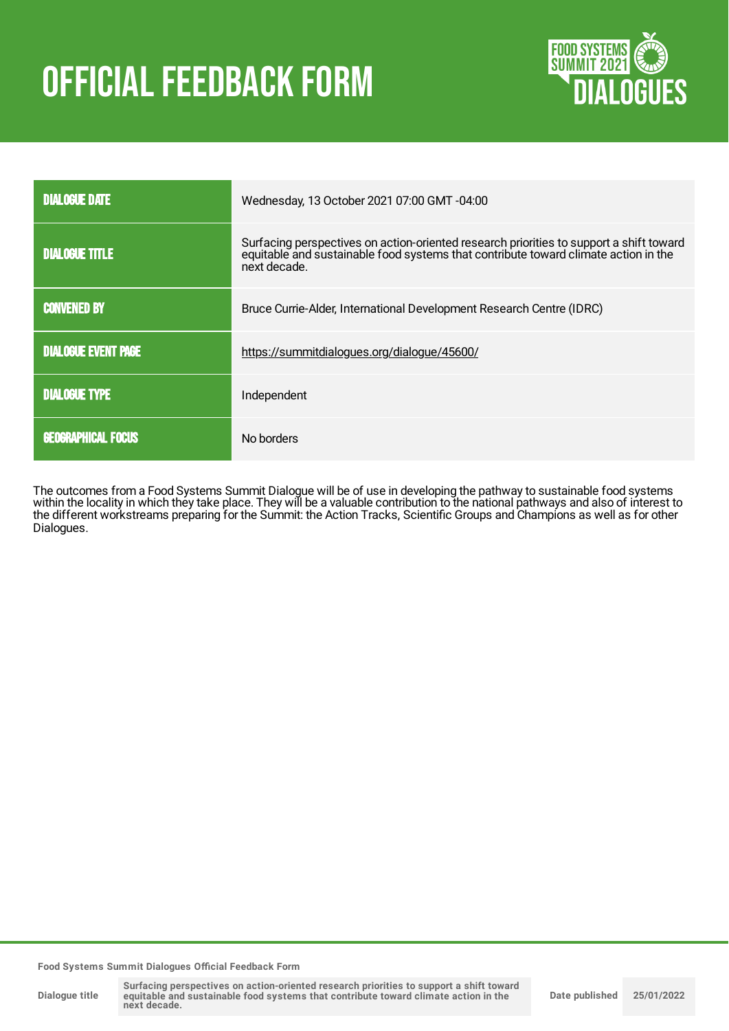# OFFICIAL FEEDBACK FORM

| | |
|---|---|
| DIALOGUE DATE | Wednesday, 13 October 2021 07:00 GMT -04:00 |
| DIALOGUE TITLE | Surfacing perspectives on action-oriented research priorities to support a shift toward equitable and sustainable food systems that contribute toward climate action in the next decade. |
| CONVENED BY | Bruce Currie-Alder, International Development Research Centre (IDRC) |
| DIALOGUE EVENT PAGE | https://summitdialogues.org/dialogue/45600/ |
| DIALOGUE TYPE | Independent |
| GEOGRAPHICAL FOCUS | No borders |

The outcomes from a Food Systems Summit Dialogue will be of use in developing the pathway to sustainable food systems within the locality in which they take place. They will be a valuable contribution to the national pathways and also of interest to the different workstreams preparing for the Summit: the Action Tracks, Scientific Groups and Champions as well as for other Dialogues.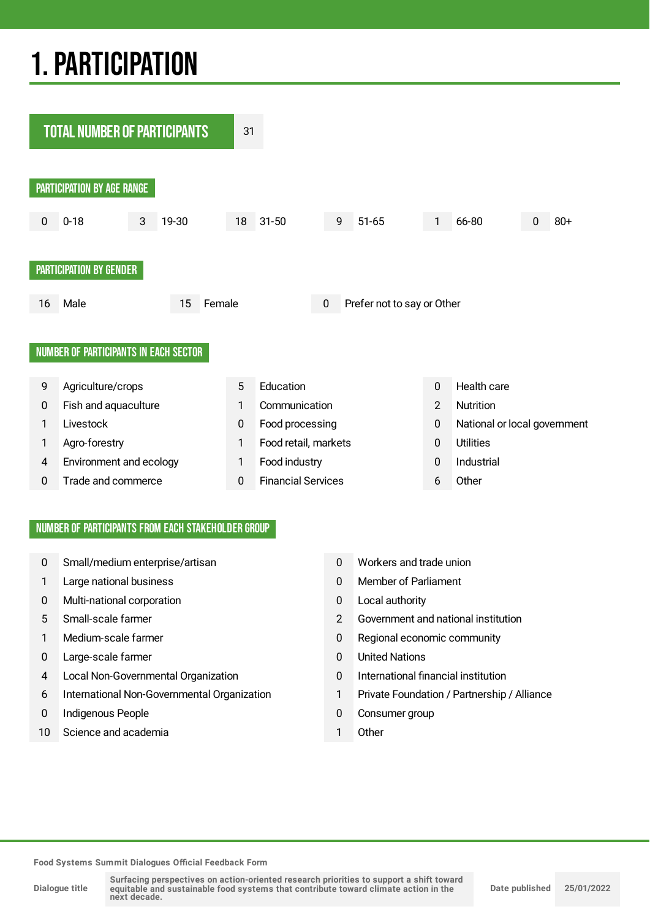# 1. PARTICIPATION

**TOTAL NUMBER OF PARTICIPANTS** 31

## PARTICIPATION BY AGE RANGE

| 0 | 0-18 | 3 | 19-30 | 18 | 31-50 | 9 | 51-65 | 1 | 66-80 | 0 | 80+ |
|---|---|---|---|---|---|---|---|---|---|---|---|

## PARTICIPATION BY GENDER

| 16 | Male | 15 | Female | 0 | Prefer not to say or Other |
|---|---|---|---|---|---|

## NUMBER OF PARTICIPANTS IN EACH SECTOR

| | | | | | |
|---|---|---|---|---|---|
| 9 | Agriculture/crops | 5 | Education | 0 | Health care |
| 0 | Fish and aquaculture | 1 | Communication | 2 | Nutrition |
| 1 | Livestock | 0 | Food processing | 0 | National or local government |
| 1 | Agro-forestry | 1 | Food retail, markets | 0 | Utilities |
| 4 | Environment and ecology | 1 | Food industry | 0 | Industrial |
| 0 | Trade and commerce | 0 | Financial Services | 6 | Other |

## NUMBER OF PARTICIPANTS FROM EACH STAKEHOLDER GROUP

| | | | |
|---|---|---|---|
| 0 | Small/medium enterprise/artisan | 0 | Workers and trade union |
| 1 | Large national business | 0 | Member of Parliament |
| 0 | Multi-national corporation | 0 | Local authority |
| 5 | Small-scale farmer | 2 | Government and national institution |
| 1 | Medium-scale farmer | 0 | Regional economic community |
| 0 | Large-scale farmer | 0 | United Nations |
| 4 | Local Non-Governmental Organization | 0 | International financial institution |
| 6 | International Non-Governmental Organization | 1 | Private Foundation / Partnership / Alliance |
| 0 | Indigenous People | 0 | Consumer group |
| 10 | Science and academia | 1 | Other |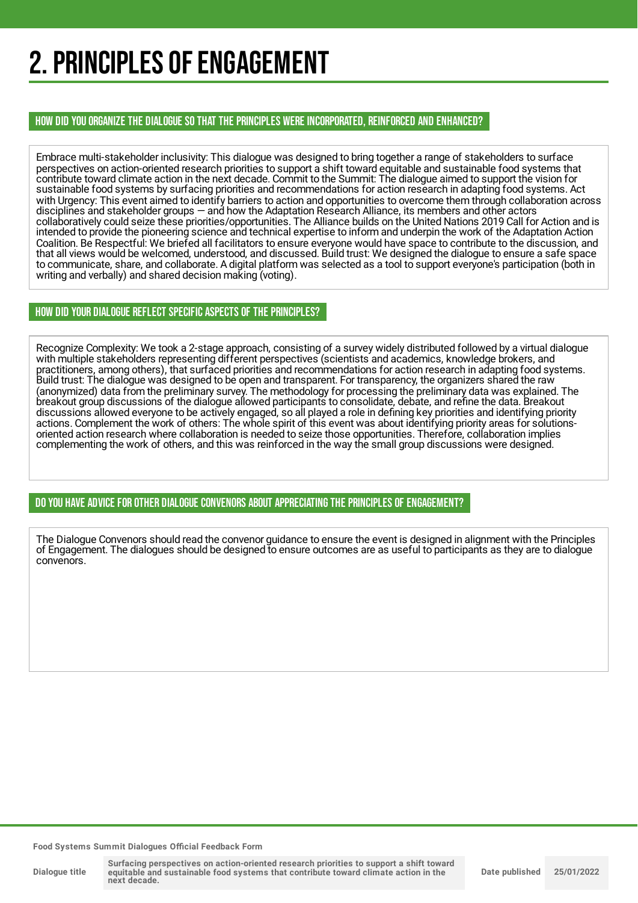# 2. PRINCIPLES OF ENGAGEMENT

## HOW DID YOU ORGANIZE THE DIALOGUE SO THAT THE PRINCIPLES WERE INCORPORATED, REINFORCED AND ENHANCED?

Embrace multi-stakeholder inclusivity: This dialogue was designed to bring together a range of stakeholders to surface perspectives on action-oriented research priorities to support a shift toward equitable and sustainable food systems that contribute toward climate action in the next decade. Commit to the Summit: The dialogue aimed to support the vision for sustainable food systems by surfacing priorities and recommendations for action research in adapting food systems. Act with Urgency: This event aimed to identify barriers to action and opportunities to overcome them through collaboration across disciplines and stakeholder groups — and how the Adaptation Research Alliance, its members and other actors collaboratively could seize these priorities/opportunities. The Alliance builds on the United Nations 2019 Call for Action and is intended to provide the pioneering science and technical expertise to inform and underpin the work of the Adaptation Action Coalition. Be Respectful: We briefed all facilitators to ensure everyone would have space to contribute to the discussion, and that all views would be welcomed, understood, and discussed. Build trust: We designed the dialogue to ensure a safe space to communicate, share, and collaborate. A digital platform was selected as a tool to support everyone's participation (both in writing and verbally) and shared decision making (voting).

## HOW DID YOUR DIALOGUE REFLECT SPECIFIC ASPECTS OF THE PRINCIPLES?

Recognize Complexity: We took a 2-stage approach, consisting of a survey widely distributed followed by a virtual dialogue with multiple stakeholders representing different perspectives (scientists and academics, knowledge brokers, and practitioners, among others), that surfaced priorities and recommendations for action research in adapting food systems. Build trust: The dialogue was designed to be open and transparent. For transparency, the organizers shared the raw (anonymized) data from the preliminary survey. The methodology for processing the preliminary data was explained. The breakout group discussions of the dialogue allowed participants to consolidate, debate, and refine the data. Breakout discussions allowed everyone to be actively engaged, so all played a role in defining key priorities and identifying priority actions. Complement the work of others: The whole spirit of this event was about identifying priority areas for solutions-oriented action research where collaboration is needed to seize those opportunities. Therefore, collaboration implies complementing the work of others, and this was reinforced in the way the small group discussions were designed.

## DO YOU HAVE ADVICE FOR OTHER DIALOGUE CONVENORS ABOUT APPRECIATING THE PRINCIPLES OF ENGAGEMENT?

The Dialogue Convenors should read the convenor guidance to ensure the event is designed in alignment with the Principles of Engagement. The dialogues should be designed to ensure outcomes are as useful to participants as they are to dialogue convenors.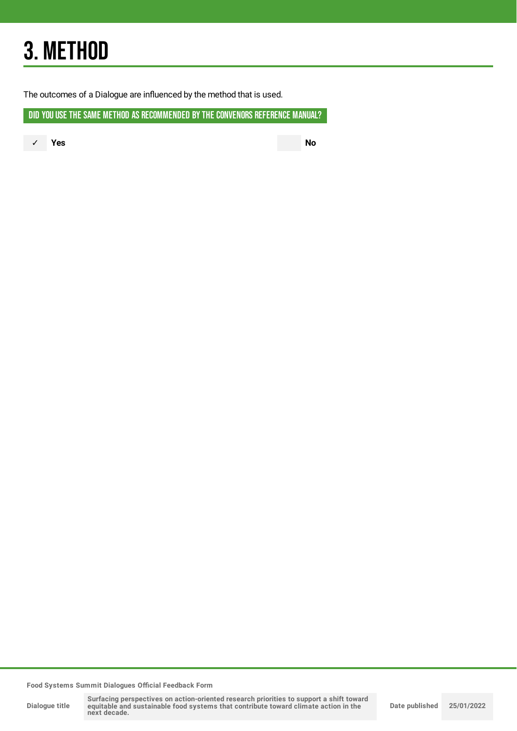# 3. METHOD

The outcomes of a Dialogue are influenced by the method that is used.

## DID YOU USE THE SAME METHOD AS RECOMMENDED BY THE CONVENORS REFERENCE MANUAL?

✓ **Yes**

**No**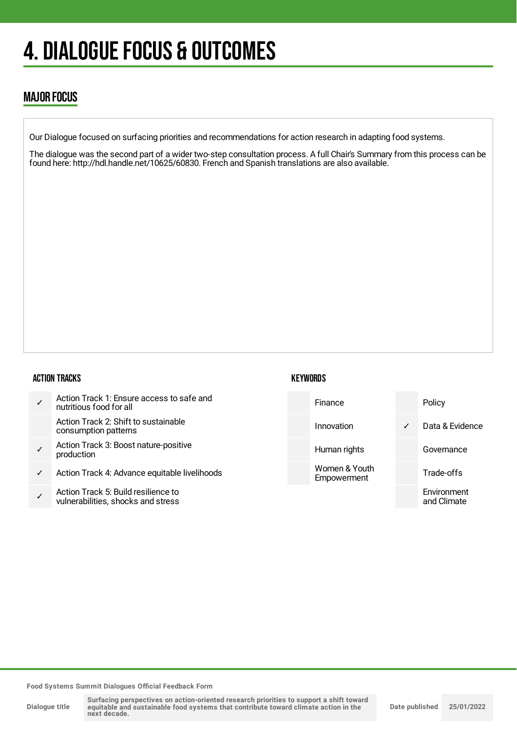# 4. DIALOGUE FOCUS & OUTCOMES

## MAJOR FOCUS

Our Dialogue focused on surfacing priorities and recommendations for action research in adapting food systems.

The dialogue was the second part of a wider two-step consultation process. A full Chair's Summary from this process can be found here: http://hdl.handle.net/10625/60830. French and Spanish translations are also available.

### ACTION TRACKS

| | |
|---|---|
| ✓ | Action Track 1: Ensure access to safe and nutritious food for all |
| | Action Track 2: Shift to sustainable consumption patterns |
| ✓ | Action Track 3: Boost nature-positive production |
| ✓ | Action Track 4: Advance equitable livelihoods |
| ✓ | Action Track 5: Build resilience to vulnerabilities, shocks and stress |

### KEYWORDS

| | | | |
|---|---|---|---|
| | Finance | | Policy |
| | Innovation | ✓ | Data & Evidence |
| | Human rights | | Governance |
| | Women & Youth Empowerment | | Trade-offs |
| | | | Environment and Climate |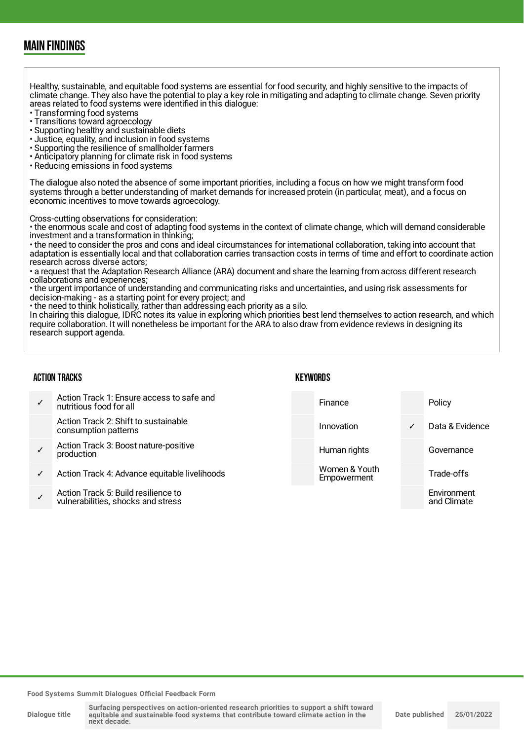## MAIN FINDINGS

Healthy, sustainable, and equitable food systems are essential for food security, and highly sensitive to the impacts of climate change. They also have the potential to play a key role in mitigating and adapting to climate change. Seven priority areas related to food systems were identified in this dialogue:

- Transforming food systems
- Transitions toward agroecology
- Supporting healthy and sustainable diets
- Justice, equality, and inclusion in food systems
- Supporting the resilience of smallholder farmers
- Anticipatory planning for climate risk in food systems
- Reducing emissions in food systems

The dialogue also noted the absence of some important priorities, including a focus on how we might transform food systems through a better understanding of market demands for increased protein (in particular, meat), and a focus on economic incentives to move towards agroecology.

Cross-cutting observations for consideration:

- the enormous scale and cost of adapting food systems in the context of climate change, which will demand considerable investment and a transformation in thinking;
- the need to consider the pros and cons and ideal circumstances for international collaboration, taking into account that adaptation is essentially local and that collaboration carries transaction costs in terms of time and effort to coordinate action research across diverse actors;
- a request that the Adaptation Research Alliance (ARA) document and share the learning from across different research collaborations and experiences;
- the urgent importance of understanding and communicating risks and uncertainties, and using risk assessments for decision-making - as a starting point for every project; and
- the need to think holistically, rather than addressing each priority as a silo.

In chairing this dialogue, IDRC notes its value in exploring which priorities best lend themselves to action research, and which require collaboration. It will nonetheless be important for the ARA to also draw from evidence reviews in designing its research support agenda.

### ACTION TRACKS

| | |
|---|---|
| ✓ | Action Track 1: Ensure access to safe and nutritious food for all |
| | Action Track 2: Shift to sustainable consumption patterns |
| ✓ | Action Track 3: Boost nature-positive production |
| ✓ | Action Track 4: Advance equitable livelihoods |
| ✓ | Action Track 5: Build resilience to vulnerabilities, shocks and stress |

### KEYWORDS

| | | | |
|---|---|---|---|
| | Finance | | Policy |
| | Innovation | ✓ | Data & Evidence |
| | Human rights | | Governance |
| | Women & Youth Empowerment | | Trade-offs |
| | | | Environment and Climate |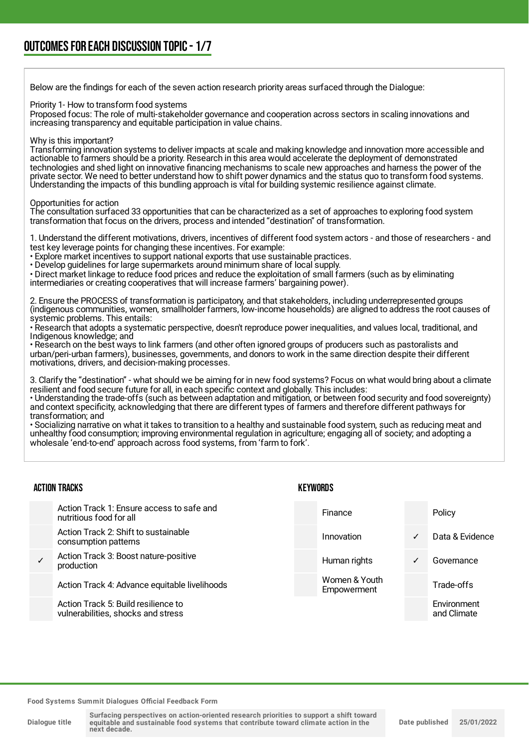## OUTCOMES FOR EACH DISCUSSION TOPIC - 1/7

Below are the findings for each of the seven action research priority areas surfaced through the Dialogue:

Priority 1- How to transform food systems
Proposed focus: The role of multi-stakeholder governance and cooperation across sectors in scaling innovations and increasing transparency and equitable participation in value chains.

Why is this important?
Transforming innovation systems to deliver impacts at scale and making knowledge and innovation more accessible and actionable to farmers should be a priority. Research in this area would accelerate the deployment of demonstrated technologies and shed light on innovative financing mechanisms to scale new approaches and harness the power of the private sector. We need to better understand how to shift power dynamics and the status quo to transform food systems. Understanding the impacts of this bundling approach is vital for building systemic resilience against climate.

Opportunities for action
The consultation surfaced 33 opportunities that can be characterized as a set of approaches to exploring food system transformation that focus on the drivers, process and intended "destination" of transformation.

1. Understand the different motivations, drivers, incentives of different food system actors - and those of researchers - and test key leverage points for changing these incentives. For example:
• Explore market incentives to support national exports that use sustainable practices.
• Develop guidelines for large supermarkets around minimum share of local supply.
• Direct market linkage to reduce food prices and reduce the exploitation of small farmers (such as by eliminating intermediaries or creating cooperatives that will increase farmers' bargaining power).

2. Ensure the PROCESS of transformation is participatory, and that stakeholders, including underrepresented groups (indigenous communities, women, smallholder farmers, low-income households) are aligned to address the root causes of systemic problems. This entails:
• Research that adopts a systematic perspective, doesn't reproduce power inequalities, and values local, traditional, and Indigenous knowledge; and
• Research on the best ways to link farmers (and other often ignored groups of producers such as pastoralists and urban/peri-urban farmers), businesses, governments, and donors to work in the same direction despite their different motivations, drivers, and decision-making processes.

3. Clarify the "destination" - what should we be aiming for in new food systems? Focus on what would bring about a climate resilient and food secure future for all, in each specific context and globally. This includes:
• Understanding the trade-offs (such as between adaptation and mitigation, or between food security and food sovereignty) and context specificity, acknowledging that there are different types of farmers and therefore different pathways for transformation; and
• Socializing narrative on what it takes to transition to a healthy and sustainable food system, such as reducing meat and unhealthy food consumption; improving environmental regulation in agriculture; engaging all of society; and adopting a wholesale 'end-to-end' approach across food systems, from 'farm to fork'.

### ACTION TRACKS

| | |
|---|---|
| | Action Track 1: Ensure access to safe and nutritious food for all |
| | Action Track 2: Shift to sustainable consumption patterns |
| ✓ | Action Track 3: Boost nature-positive production |
| | Action Track 4: Advance equitable livelihoods |
| | Action Track 5: Build resilience to vulnerabilities, shocks and stress |

### KEYWORDS

| | | | |
|---|---|---|---|
| | Finance | | Policy |
| | Innovation | ✓ | Data & Evidence |
| | Human rights | ✓ | Governance |
| | Women & Youth Empowerment | | Trade-offs |
| | | | Environment and Climate |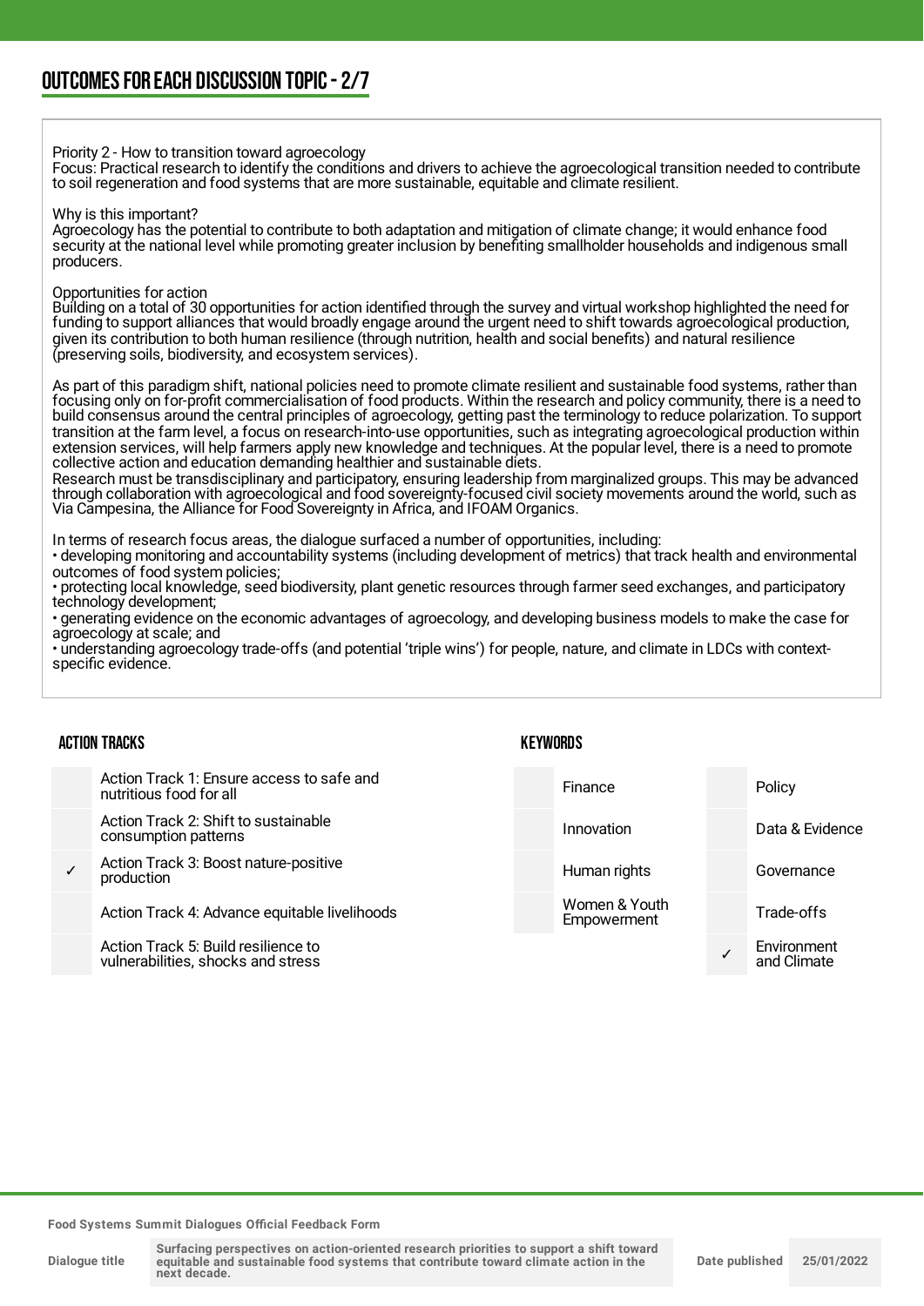## OUTCOMES FOR EACH DISCUSSION TOPIC - 2/7

Priority 2 - How to transition toward agroecology
Focus: Practical research to identify the conditions and drivers to achieve the agroecological transition needed to contribute to soil regeneration and food systems that are more sustainable, equitable and climate resilient.

Why is this important?
Agroecology has the potential to contribute to both adaptation and mitigation of climate change; it would enhance food security at the national level while promoting greater inclusion by benefiting smallholder households and indigenous small producers.

Opportunities for action
Building on a total of 30 opportunities for action identified through the survey and virtual workshop highlighted the need for funding to support alliances that would broadly engage around the urgent need to shift towards agroecological production, given its contribution to both human resilience (through nutrition, health and social benefits) and natural resilience (preserving soils, biodiversity, and ecosystem services).

As part of this paradigm shift, national policies need to promote climate resilient and sustainable food systems, rather than focusing only on for-profit commercialisation of food products. Within the research and policy community, there is a need to build consensus around the central principles of agroecology, getting past the terminology to reduce polarization. To support transition at the farm level, a focus on research-into-use opportunities, such as integrating agroecological production within extension services, will help farmers apply new knowledge and techniques. At the popular level, there is a need to promote collective action and education demanding healthier and sustainable diets.
Research must be transdisciplinary and participatory, ensuring leadership from marginalized groups. This may be advanced through collaboration with agroecological and food sovereignty-focused civil society movements around the world, such as Via Campesina, the Alliance for Food Sovereignty in Africa, and IFOAM Organics.

In terms of research focus areas, the dialogue surfaced a number of opportunities, including:
• developing monitoring and accountability systems (including development of metrics) that track health and environmental outcomes of food system policies;
• protecting local knowledge, seed biodiversity, plant genetic resources through farmer seed exchanges, and participatory technology development;
• generating evidence on the economic advantages of agroecology, and developing business models to make the case for agroecology at scale; and
• understanding agroecology trade-offs (and potential 'triple wins') for people, nature, and climate in LDCs with context-specific evidence.

### ACTION TRACKS

| | |
|---|---|
| | Action Track 1: Ensure access to safe and nutritious food for all |
| | Action Track 2: Shift to sustainable consumption patterns |
| ✓ | Action Track 3: Boost nature-positive production |
| | Action Track 4: Advance equitable livelihoods |
| | Action Track 5: Build resilience to vulnerabilities, shocks and stress |

### KEYWORDS

| | | | |
|---|---|---|---|
| | Finance | | Policy |
| | Innovation | | Data & Evidence |
| | Human rights | | Governance |
| | Women & Youth Empowerment | | Trade-offs |
| | | ✓ | Environment and Climate |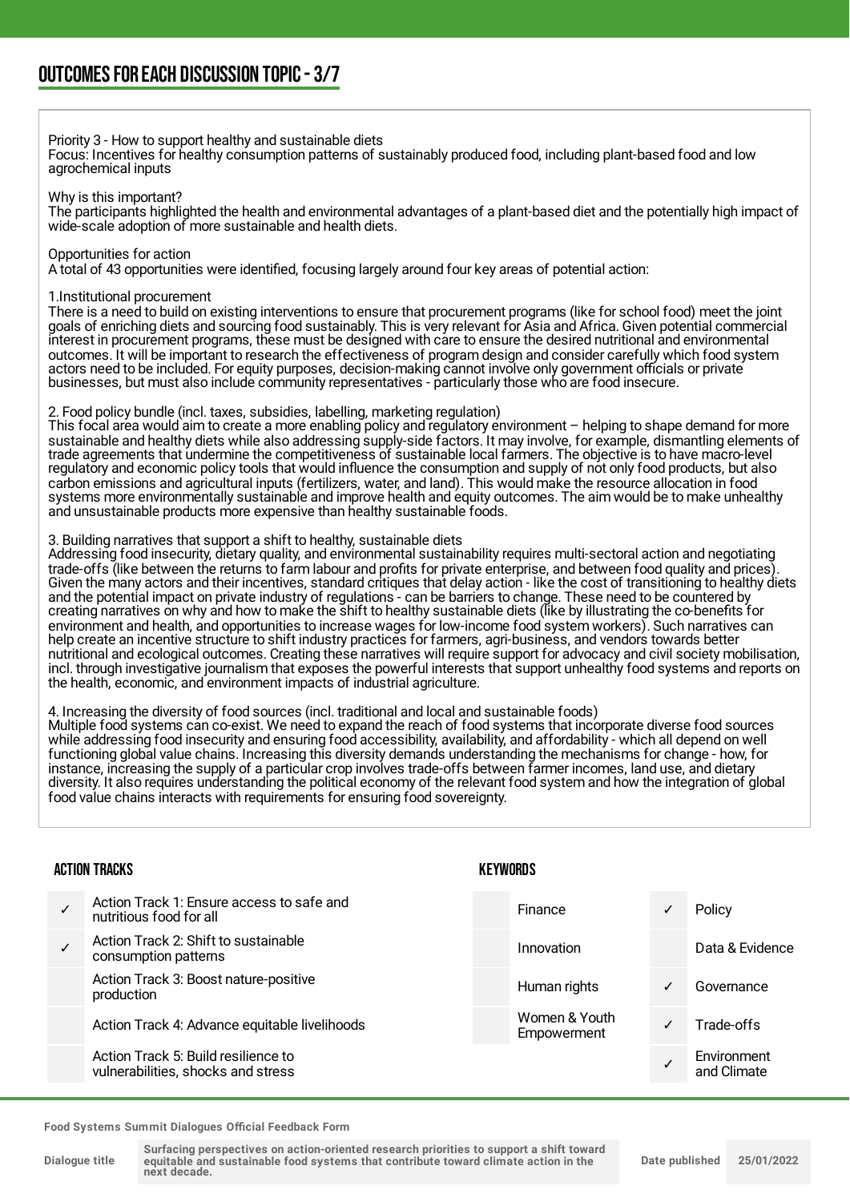# OUTCOMES FOR EACH DISCUSSION TOPIC - 3/7

Priority 3 - How to support healthy and sustainable diets
Focus: Incentives for healthy consumption patterns of sustainably produced food, including plant-based food and low agrochemical inputs

Why is this important?
The participants highlighted the health and environmental advantages of a plant-based diet and the potentially high impact of wide-scale adoption of more sustainable and health diets.

Opportunities for action
A total of 43 opportunities were identified, focusing largely around four key areas of potential action:

1.Institutional procurement
There is a need to build on existing interventions to ensure that procurement programs (like for school food) meet the joint goals of enriching diets and sourcing food sustainably. This is very relevant for Asia and Africa. Given potential commercial interest in procurement programs, these must be designed with care to ensure the desired nutritional and environmental outcomes. It will be important to research the effectiveness of program design and consider carefully which food system actors need to be included. For equity purposes, decision-making cannot involve only government officials or private businesses, but must also include community representatives - particularly those who are food insecure.

2. Food policy bundle (incl. taxes, subsidies, labelling, marketing regulation)
This focal area would aim to create a more enabling policy and regulatory environment – helping to shape demand for more sustainable and healthy diets while also addressing supply-side factors. It may involve, for example, dismantling elements of trade agreements that undermine the competitiveness of sustainable local farmers. The objective is to have macro-level regulatory and economic policy tools that would influence the consumption and supply of not only food products, but also carbon emissions and agricultural inputs (fertilizers, water, and land). This would make the resource allocation in food systems more environmentally sustainable and improve health and equity outcomes. The aim would be to make unhealthy and unsustainable products more expensive than healthy sustainable foods.

3. Building narratives that support a shift to healthy, sustainable diets
Addressing food insecurity, dietary quality, and environmental sustainability requires multi-sectoral action and negotiating trade-offs (like between the returns to farm labour and profits for private enterprise, and between food quality and prices). Given the many actors and their incentives, standard critiques that delay action - like the cost of transitioning to healthy diets and the potential impact on private industry of regulations - can be barriers to change. These need to be countered by creating narratives on why and how to make the shift to healthy sustainable diets (like by illustrating the co-benefits for environment and health, and opportunities to increase wages for low-income food system workers). Such narratives can help create an incentive structure to shift industry practices for farmers, agri-business, and vendors towards better nutritional and ecological outcomes. Creating these narratives will require support for advocacy and civil society mobilisation, incl. through investigative journalism that exposes the powerful interests that support unhealthy food systems and reports on the health, economic, and environment impacts of industrial agriculture.

4. Increasing the diversity of food sources (incl. traditional and local and sustainable foods)
Multiple food systems can co-exist. We need to expand the reach of food systems that incorporate diverse food sources while addressing food insecurity and ensuring food accessibility, availability, and affordability - which all depend on well functioning global value chains. Increasing this diversity demands understanding the mechanisms for change - how, for instance, increasing the supply of a particular crop involves trade-offs between farmer incomes, land use, and dietary diversity. It also requires understanding the political economy of the relevant food system and how the integration of global food value chains interacts with requirements for ensuring food sovereignty.

## ACTION TRACKS

| | |
|---|---|
| ✓ | Action Track 1: Ensure access to safe and nutritious food for all |
| ✓ | Action Track 2: Shift to sustainable consumption patterns |
| | Action Track 3: Boost nature-positive production |
| | Action Track 4: Advance equitable livelihoods |
| | Action Track 5: Build resilience to vulnerabilities, shocks and stress |

## KEYWORDS

| | | | |
|---|---|---|---|
| | Finance | ✓ | Policy |
| | Innovation | | Data & Evidence |
| | Human rights | ✓ | Governance |
| | Women & Youth Empowerment | ✓ | Trade-offs |
| | | ✓ | Environment and Climate |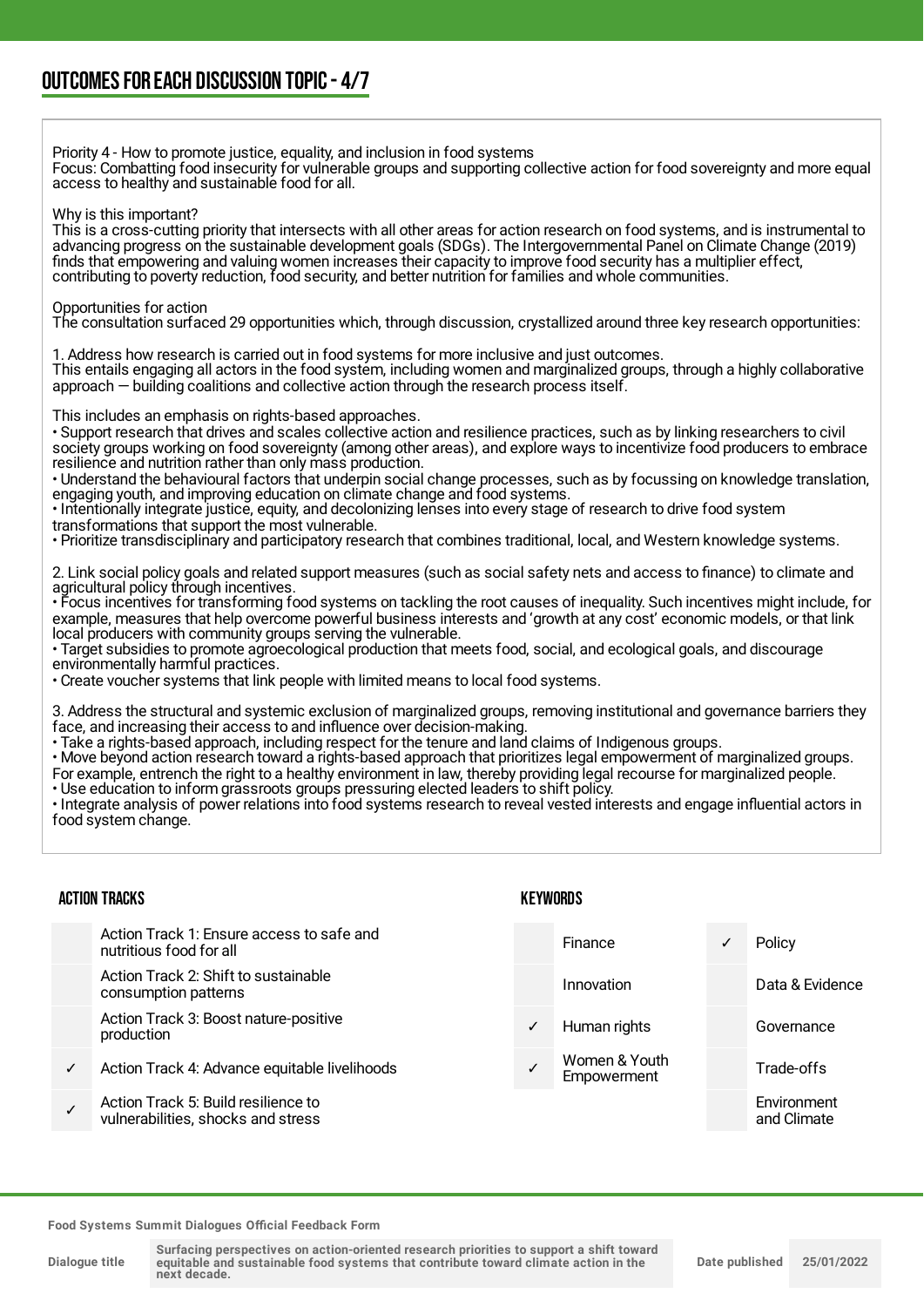## OUTCOMES FOR EACH DISCUSSION TOPIC - 4/7

Priority 4 - How to promote justice, equality, and inclusion in food systems
Focus: Combatting food insecurity for vulnerable groups and supporting collective action for food sovereignty and more equal access to healthy and sustainable food for all.

Why is this important?
This is a cross-cutting priority that intersects with all other areas for action research on food systems, and is instrumental to advancing progress on the sustainable development goals (SDGs). The Intergovernmental Panel on Climate Change (2019) finds that empowering and valuing women increases their capacity to improve food security has a multiplier effect, contributing to poverty reduction, food security, and better nutrition for families and whole communities.

Opportunities for action
The consultation surfaced 29 opportunities which, through discussion, crystallized around three key research opportunities:

1. Address how research is carried out in food systems for more inclusive and just outcomes.
This entails engaging all actors in the food system, including women and marginalized groups, through a highly collaborative approach — building coalitions and collective action through the research process itself.

This includes an emphasis on rights-based approaches.
• Support research that drives and scales collective action and resilience practices, such as by linking researchers to civil society groups working on food sovereignty (among other areas), and explore ways to incentivize food producers to embrace resilience and nutrition rather than only mass production.
• Understand the behavioural factors that underpin social change processes, such as by focussing on knowledge translation, engaging youth, and improving education on climate change and food systems.
• Intentionally integrate justice, equity, and decolonizing lenses into every stage of research to drive food system transformations that support the most vulnerable.
• Prioritize transdisciplinary and participatory research that combines traditional, local, and Western knowledge systems.

2. Link social policy goals and related support measures (such as social safety nets and access to finance) to climate and agricultural policy through incentives.
• Focus incentives for transforming food systems on tackling the root causes of inequality. Such incentives might include, for example, measures that help overcome powerful business interests and 'growth at any cost' economic models, or that link local producers with community groups serving the vulnerable.
• Target subsidies to promote agroecological production that meets food, social, and ecological goals, and discourage environmentally harmful practices.
• Create voucher systems that link people with limited means to local food systems.

3. Address the structural and systemic exclusion of marginalized groups, removing institutional and governance barriers they face, and increasing their access to and influence over decision-making.
• Take a rights-based approach, including respect for the tenure and land claims of Indigenous groups.
• Move beyond action research toward a rights-based approach that prioritizes legal empowerment of marginalized groups. For example, entrench the right to a healthy environment in law, thereby providing legal recourse for marginalized people.
• Use education to inform grassroots groups pressuring elected leaders to shift policy.
• Integrate analysis of power relations into food systems research to reveal vested interests and engage influential actors in food system change.

### ACTION TRACKS

| | |
|---|---|
| | Action Track 1: Ensure access to safe and nutritious food for all |
| | Action Track 2: Shift to sustainable consumption patterns |
| | Action Track 3: Boost nature-positive production |
| ✓ | Action Track 4: Advance equitable livelihoods |
| ✓ | Action Track 5: Build resilience to vulnerabilities, shocks and stress |

### KEYWORDS

| | | | |
|---|---|---|---|
| | Finance | ✓ | Policy |
| | Innovation | | Data & Evidence |
| ✓ | Human rights | | Governance |
| ✓ | Women & Youth Empowerment | | Trade-offs |
| | | | Environment and Climate |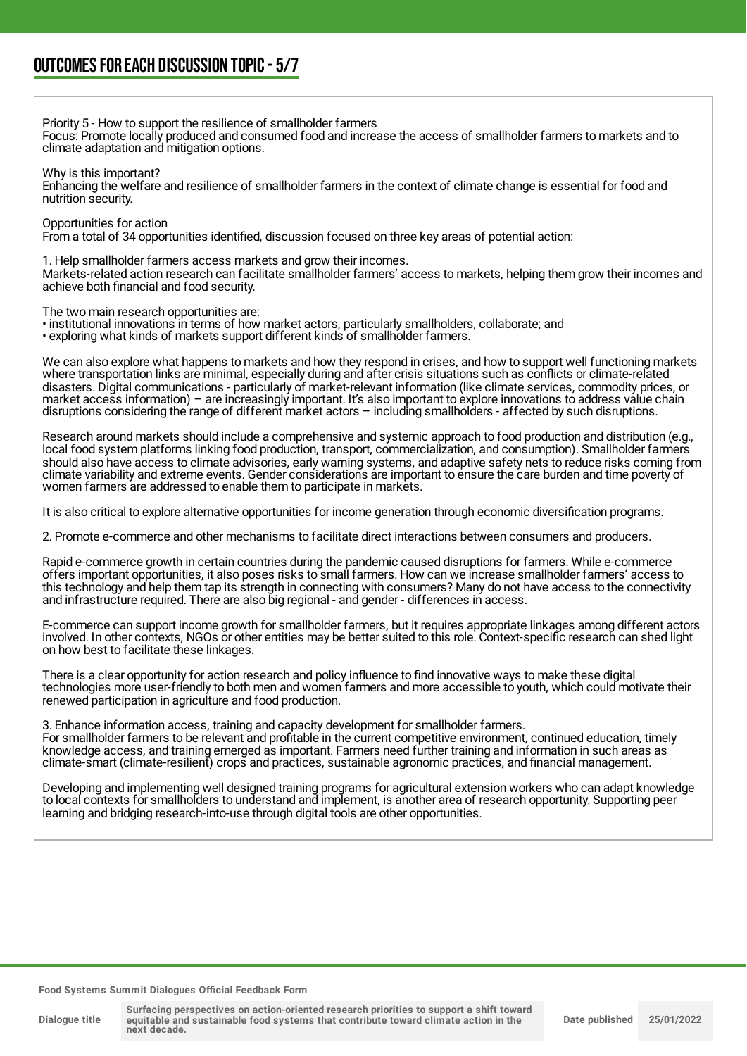## OUTCOMES FOR EACH DISCUSSION TOPIC - 5/7

Priority 5 - How to support the resilience of smallholder farmers
Focus: Promote locally produced and consumed food and increase the access of smallholder farmers to markets and to climate adaptation and mitigation options.

Why is this important?
Enhancing the welfare and resilience of smallholder farmers in the context of climate change is essential for food and nutrition security.

Opportunities for action
From a total of 34 opportunities identified, discussion focused on three key areas of potential action:

1. Help smallholder farmers access markets and grow their incomes.
Markets-related action research can facilitate smallholder farmers' access to markets, helping them grow their incomes and achieve both financial and food security.

The two main research opportunities are:
• institutional innovations in terms of how market actors, particularly smallholders, collaborate; and
• exploring what kinds of markets support different kinds of smallholder farmers.

We can also explore what happens to markets and how they respond in crises, and how to support well functioning markets where transportation links are minimal, especially during and after crisis situations such as conflicts or climate-related disasters. Digital communications - particularly of market-relevant information (like climate services, commodity prices, or market access information) – are increasingly important. It's also important to explore innovations to address value chain disruptions considering the range of different market actors – including smallholders - affected by such disruptions.

Research around markets should include a comprehensive and systemic approach to food production and distribution (e.g., local food system platforms linking food production, transport, commercialization, and consumption). Smallholder farmers should also have access to climate advisories, early warning systems, and adaptive safety nets to reduce risks coming from climate variability and extreme events. Gender considerations are important to ensure the care burden and time poverty of women farmers are addressed to enable them to participate in markets.

It is also critical to explore alternative opportunities for income generation through economic diversification programs.

2. Promote e-commerce and other mechanisms to facilitate direct interactions between consumers and producers.

Rapid e-commerce growth in certain countries during the pandemic caused disruptions for farmers. While e-commerce offers important opportunities, it also poses risks to small farmers. How can we increase smallholder farmers' access to this technology and help them tap its strength in connecting with consumers? Many do not have access to the connectivity and infrastructure required. There are also big regional - and gender - differences in access.

E-commerce can support income growth for smallholder farmers, but it requires appropriate linkages among different actors involved. In other contexts, NGOs or other entities may be better suited to this role. Context-specific research can shed light on how best to facilitate these linkages.

There is a clear opportunity for action research and policy influence to find innovative ways to make these digital technologies more user-friendly to both men and women farmers and more accessible to youth, which could motivate their renewed participation in agriculture and food production.

3. Enhance information access, training and capacity development for smallholder farmers.
For smallholder farmers to be relevant and profitable in the current competitive environment, continued education, timely knowledge access, and training emerged as important. Farmers need further training and information in such areas as climate-smart (climate-resilient) crops and practices, sustainable agronomic practices, and financial management.

Developing and implementing well designed training programs for agricultural extension workers who can adapt knowledge to local contexts for smallholders to understand and implement, is another area of research opportunity. Supporting peer learning and bridging research-into-use through digital tools are other opportunities.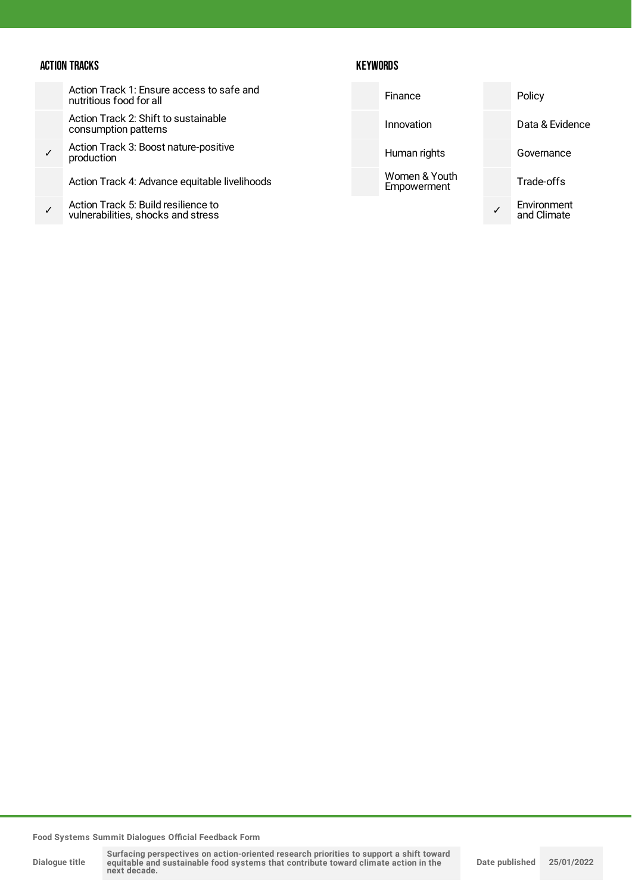### ACTION TRACKS

| | |
|---|---|
| | Action Track 1: Ensure access to safe and nutritious food for all |
| | Action Track 2: Shift to sustainable consumption patterns |
| ✓ | Action Track 3: Boost nature-positive production |
| | Action Track 4: Advance equitable livelihoods |
| ✓ | Action Track 5: Build resilience to vulnerabilities, shocks and stress |

### KEYWORDS

| | | | |
|---|---|---|---|
| | Finance | | Policy |
| | Innovation | | Data & Evidence |
| | Human rights | | Governance |
| | Women & Youth Empowerment | | Trade-offs |
| | | ✓ | Environment and Climate |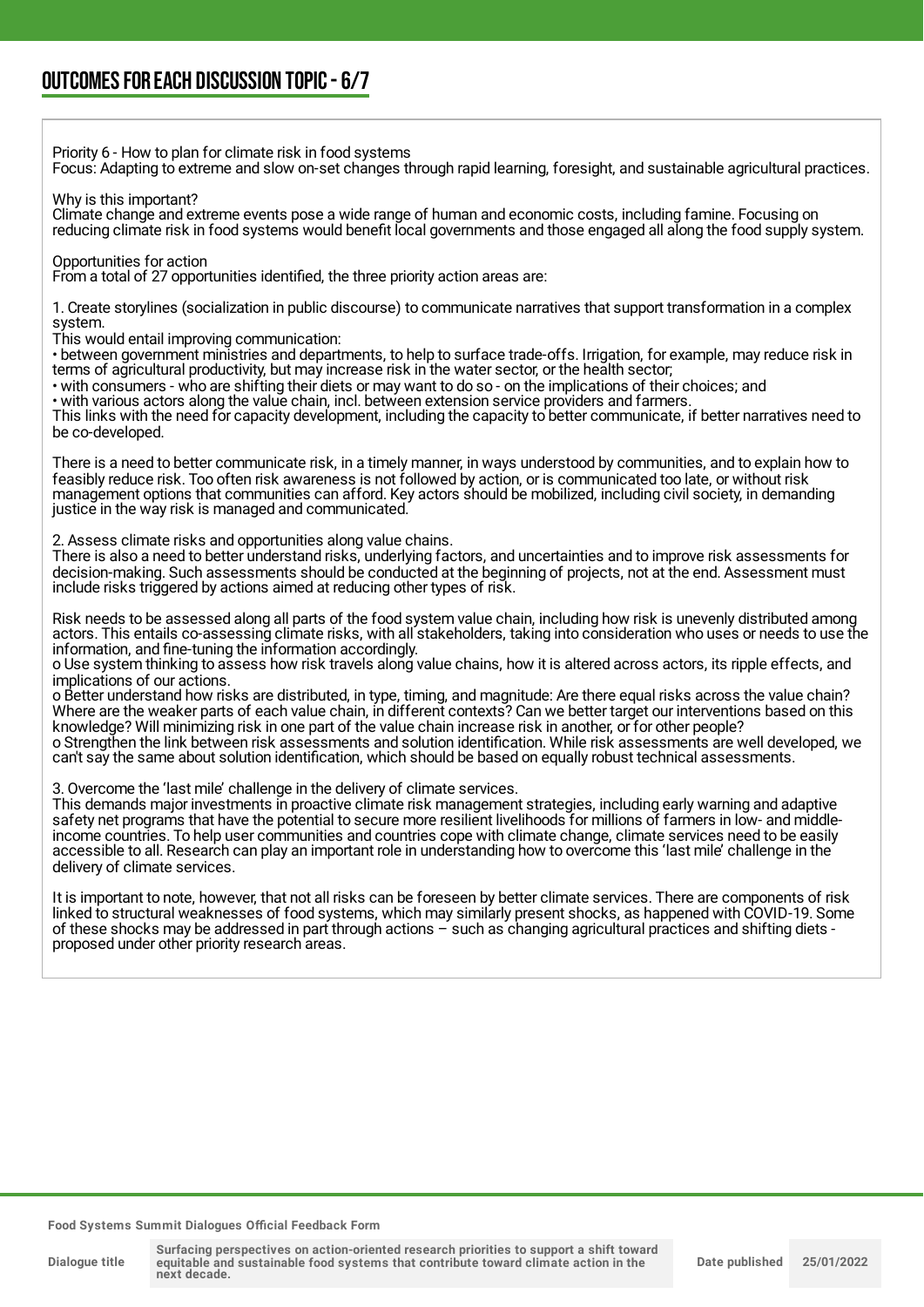## OUTCOMES FOR EACH DISCUSSION TOPIC - 6/7

Priority 6 - How to plan for climate risk in food systems
Focus: Adapting to extreme and slow on-set changes through rapid learning, foresight, and sustainable agricultural practices.

Why is this important?
Climate change and extreme events pose a wide range of human and economic costs, including famine. Focusing on reducing climate risk in food systems would benefit local governments and those engaged all along the food supply system.

Opportunities for action
From a total of 27 opportunities identified, the three priority action areas are:

1. Create storylines (socialization in public discourse) to communicate narratives that support transformation in a complex system.
This would entail improving communication:
• between government ministries and departments, to help to surface trade-offs. Irrigation, for example, may reduce risk in terms of agricultural productivity, but may increase risk in the water sector, or the health sector;
• with consumers - who are shifting their diets or may want to do so - on the implications of their choices; and
• with various actors along the value chain, incl. between extension service providers and farmers.
This links with the need for capacity development, including the capacity to better communicate, if better narratives need to be co-developed.

There is a need to better communicate risk, in a timely manner, in ways understood by communities, and to explain how to feasibly reduce risk. Too often risk awareness is not followed by action, or is communicated too late, or without risk management options that communities can afford. Key actors should be mobilized, including civil society, in demanding justice in the way risk is managed and communicated.

2. Assess climate risks and opportunities along value chains.
There is also a need to better understand risks, underlying factors, and uncertainties and to improve risk assessments for decision-making. Such assessments should be conducted at the beginning of projects, not at the end. Assessment must include risks triggered by actions aimed at reducing other types of risk.

Risk needs to be assessed along all parts of the food system value chain, including how risk is unevenly distributed among actors. This entails co-assessing climate risks, with all stakeholders, taking into consideration who uses or needs to use the information, and fine-tuning the information accordingly.
o Use system thinking to assess how risk travels along value chains, how it is altered across actors, its ripple effects, and implications of our actions.
o Better understand how risks are distributed, in type, timing, and magnitude: Are there equal risks across the value chain? Where are the weaker parts of each value chain, in different contexts? Can we better target our interventions based on this knowledge? Will minimizing risk in one part of the value chain increase risk in another, or for other people?
o Strengthen the link between risk assessments and solution identification. While risk assessments are well developed, we can't say the same about solution identification, which should be based on equally robust technical assessments.

3. Overcome the 'last mile' challenge in the delivery of climate services.
This demands major investments in proactive climate risk management strategies, including early warning and adaptive safety net programs that have the potential to secure more resilient livelihoods for millions of farmers in low- and middle-income countries. To help user communities and countries cope with climate change, climate services need to be easily accessible to all. Research can play an important role in understanding how to overcome this 'last mile' challenge in the delivery of climate services.

It is important to note, however, that not all risks can be foreseen by better climate services. There are components of risk linked to structural weaknesses of food systems, which may similarly present shocks, as happened with COVID-19. Some of these shocks may be addressed in part through actions – such as changing agricultural practices and shifting diets - proposed under other priority research areas.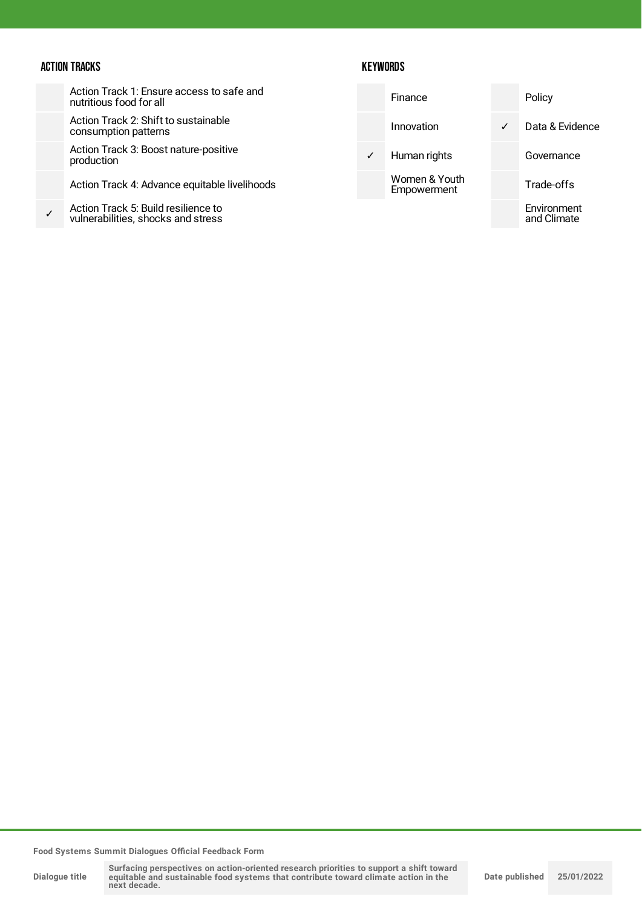## ACTION TRACKS

| | |
|---|---|
| | Action Track 1: Ensure access to safe and nutritious food for all |
| | Action Track 2: Shift to sustainable consumption patterns |
| | Action Track 3: Boost nature-positive production |
| | Action Track 4: Advance equitable livelihoods |
| ✓ | Action Track 5: Build resilience to vulnerabilities, shocks and stress |

## KEYWORDS

| | | | |
|---|---|---|---|
| | Finance | | Policy |
| | Innovation | ✓ | Data & Evidence |
| ✓ | Human rights | | Governance |
| | Women & Youth Empowerment | | Trade-offs |
| | | | Environment and Climate |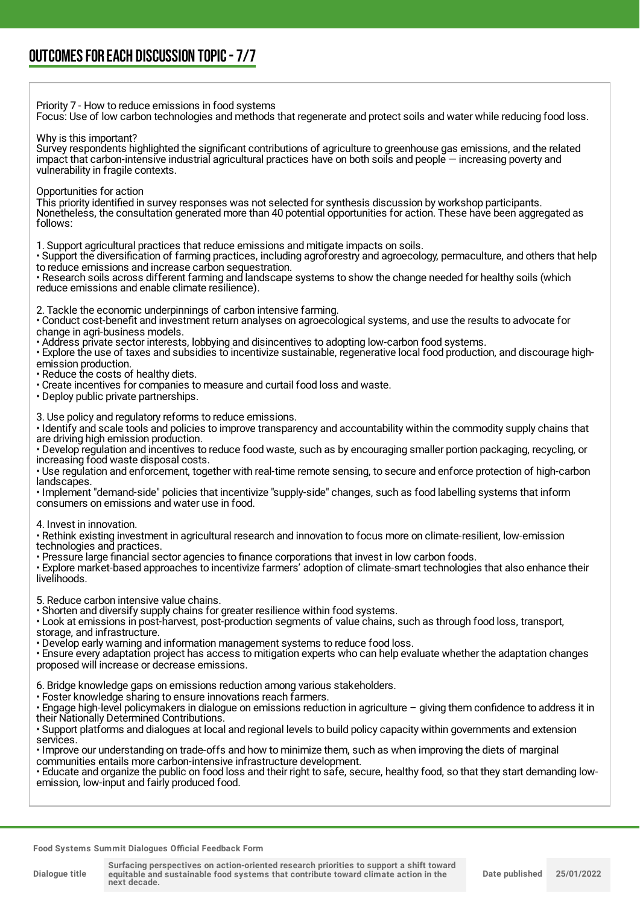## OUTCOMES FOR EACH DISCUSSION TOPIC - 7/7

Priority 7 - How to reduce emissions in food systems
Focus: Use of low carbon technologies and methods that regenerate and protect soils and water while reducing food loss.

Why is this important?
Survey respondents highlighted the significant contributions of agriculture to greenhouse gas emissions, and the related impact that carbon-intensive industrial agricultural practices have on both soils and people — increasing poverty and vulnerability in fragile contexts.

Opportunities for action
This priority identified in survey responses was not selected for synthesis discussion by workshop participants. Nonetheless, the consultation generated more than 40 potential opportunities for action. These have been aggregated as follows:

1. Support agricultural practices that reduce emissions and mitigate impacts on soils.
• Support the diversification of farming practices, including agroforestry and agroecology, permaculture, and others that help to reduce emissions and increase carbon sequestration.
• Research soils across different farming and landscape systems to show the change needed for healthy soils (which reduce emissions and enable climate resilience).

2. Tackle the economic underpinnings of carbon intensive farming.
• Conduct cost-benefit and investment return analyses on agroecological systems, and use the results to advocate for change in agri-business models.
• Address private sector interests, lobbying and disincentives to adopting low-carbon food systems.
• Explore the use of taxes and subsidies to incentivize sustainable, regenerative local food production, and discourage high-emission production.
• Reduce the costs of healthy diets.
• Create incentives for companies to measure and curtail food loss and waste.
• Deploy public private partnerships.

3. Use policy and regulatory reforms to reduce emissions.
• Identify and scale tools and policies to improve transparency and accountability within the commodity supply chains that are driving high emission production.
• Develop regulation and incentives to reduce food waste, such as by encouraging smaller portion packaging, recycling, or increasing food waste disposal costs.
• Use regulation and enforcement, together with real-time remote sensing, to secure and enforce protection of high-carbon landscapes.
• Implement "demand-side" policies that incentivize "supply-side" changes, such as food labelling systems that inform consumers on emissions and water use in food.

4. Invest in innovation.
• Rethink existing investment in agricultural research and innovation to focus more on climate-resilient, low-emission technologies and practices.
• Pressure large financial sector agencies to finance corporations that invest in low carbon foods.
• Explore market-based approaches to incentivize farmers' adoption of climate-smart technologies that also enhance their livelihoods.

5. Reduce carbon intensive value chains.
• Shorten and diversify supply chains for greater resilience within food systems.
• Look at emissions in post-harvest, post-production segments of value chains, such as through food loss, transport, storage, and infrastructure.
• Develop early warning and information management systems to reduce food loss.
• Ensure every adaptation project has access to mitigation experts who can help evaluate whether the adaptation changes proposed will increase or decrease emissions.

6. Bridge knowledge gaps on emissions reduction among various stakeholders.
• Foster knowledge sharing to ensure innovations reach farmers.
• Engage high-level policymakers in dialogue on emissions reduction in agriculture – giving them confidence to address it in their Nationally Determined Contributions.
• Support platforms and dialogues at local and regional levels to build policy capacity within governments and extension services.
• Improve our understanding on trade-offs and how to minimize them, such as when improving the diets of marginal communities entails more carbon-intensive infrastructure development.
• Educate and organize the public on food loss and their right to safe, secure, healthy food, so that they start demanding low-emission, low-input and fairly produced food.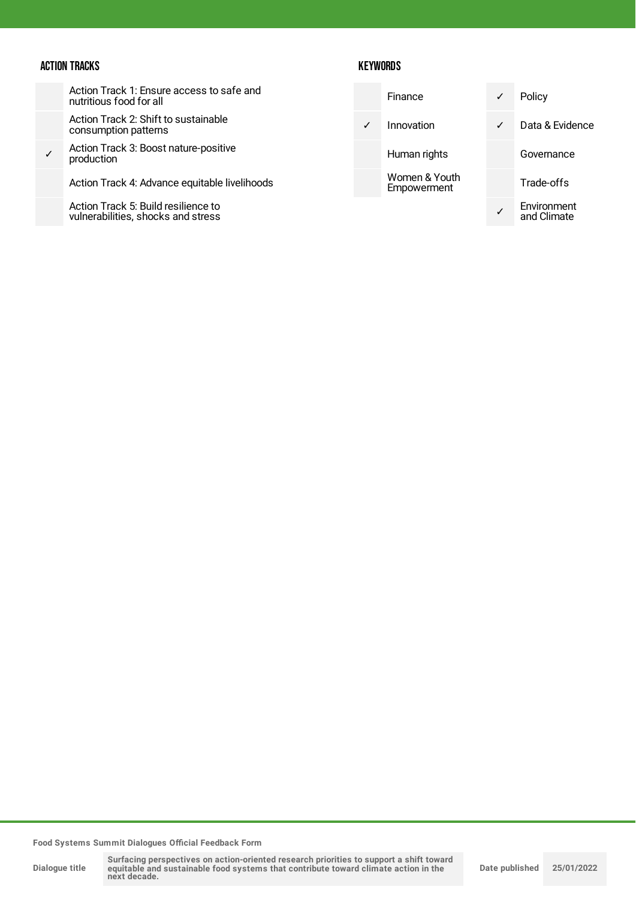### ACTION TRACKS

| | |
|---|---|
| | Action Track 1: Ensure access to safe and nutritious food for all |
| | Action Track 2: Shift to sustainable consumption patterns |
| ✓ | Action Track 3: Boost nature-positive production |
| | Action Track 4: Advance equitable livelihoods |
| | Action Track 5: Build resilience to vulnerabilities, shocks and stress |

### KEYWORDS

| | | | |
|---|---|---|---|
| | Finance | ✓ | Policy |
| ✓ | Innovation | ✓ | Data & Evidence |
| | Human rights | | Governance |
| | Women & Youth Empowerment | | Trade-offs |
| | | ✓ | Environment and Climate |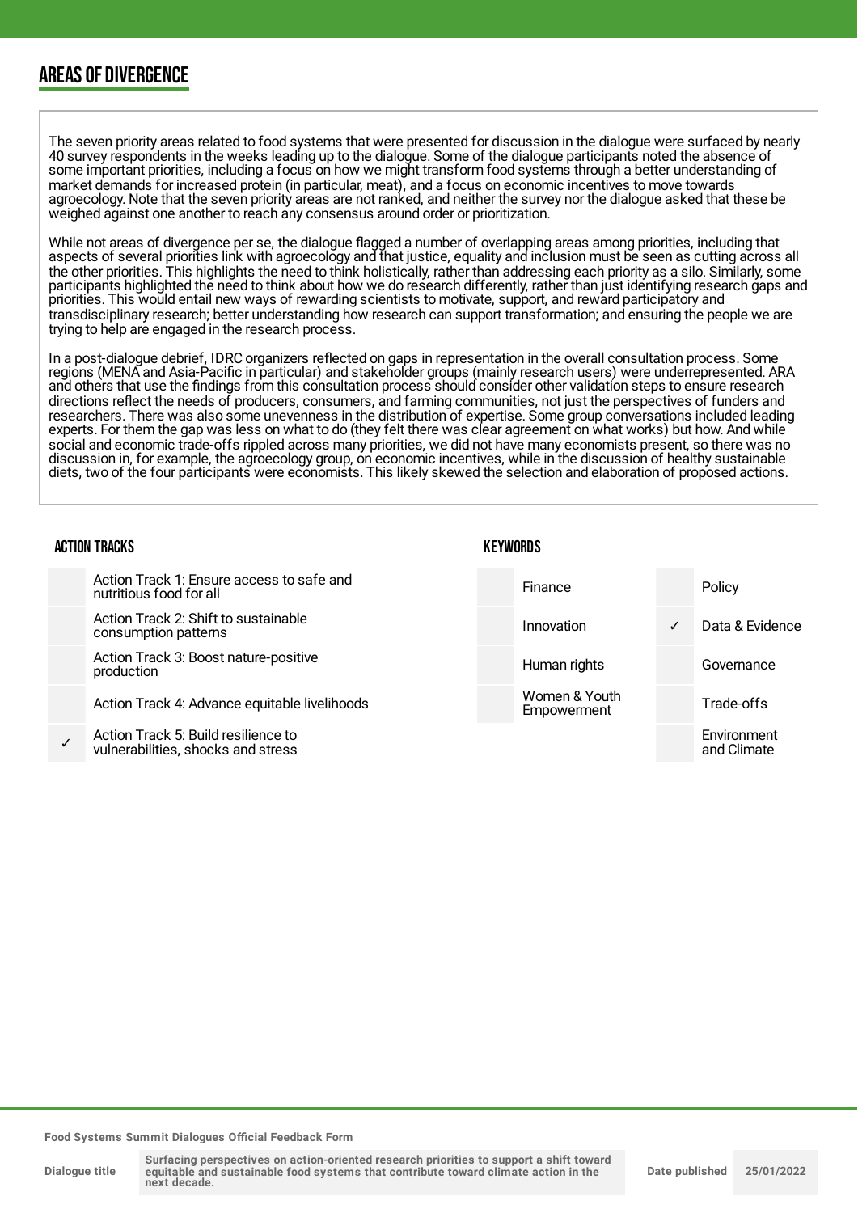## AREAS OF DIVERGENCE

The seven priority areas related to food systems that were presented for discussion in the dialogue were surfaced by nearly 40 survey respondents in the weeks leading up to the dialogue. Some of the dialogue participants noted the absence of some important priorities, including a focus on how we might transform food systems through a better understanding of market demands for increased protein (in particular, meat), and a focus on economic incentives to move towards agroecology. Note that the seven priority areas are not ranked, and neither the survey nor the dialogue asked that these be weighed against one another to reach any consensus around order or prioritization.

While not areas of divergence per se, the dialogue flagged a number of overlapping areas among priorities, including that aspects of several priorities link with agroecology and that justice, equality and inclusion must be seen as cutting across all the other priorities. This highlights the need to think holistically, rather than addressing each priority as a silo. Similarly, some participants highlighted the need to think about how we do research differently, rather than just identifying research gaps and priorities. This would entail new ways of rewarding scientists to motivate, support, and reward participatory and transdisciplinary research; better understanding how research can support transformation; and ensuring the people we are trying to help are engaged in the research process.

In a post-dialogue debrief, IDRC organizers reflected on gaps in representation in the overall consultation process. Some regions (MENA and Asia-Pacific in particular) and stakeholder groups (mainly research users) were underrepresented. ARA and others that use the findings from this consultation process should consider other validation steps to ensure research directions reflect the needs of producers, consumers, and farming communities, not just the perspectives of funders and researchers. There was also some unevenness in the distribution of expertise. Some group conversations included leading experts. For them the gap was less on what to do (they felt there was clear agreement on what works) but how. And while social and economic trade-offs rippled across many priorities, we did not have many economists present, so there was no discussion in, for example, the agroecology group, on economic incentives, while in the discussion of healthy sustainable diets, two of the four participants were economists. This likely skewed the selection and elaboration of proposed actions.

### ACTION TRACKS

| | |
|---|---|
| | Action Track 1: Ensure access to safe and nutritious food for all |
| | Action Track 2: Shift to sustainable consumption patterns |
| | Action Track 3: Boost nature-positive production |
| | Action Track 4: Advance equitable livelihoods |
| ✓ | Action Track 5: Build resilience to vulnerabilities, shocks and stress |

### KEYWORDS

| | | | |
|---|---|---|---|
| | Finance | | Policy |
| | Innovation | ✓ | Data & Evidence |
| | Human rights | | Governance |
| | Women & Youth Empowerment | | Trade-offs |
| | | | Environment and Climate |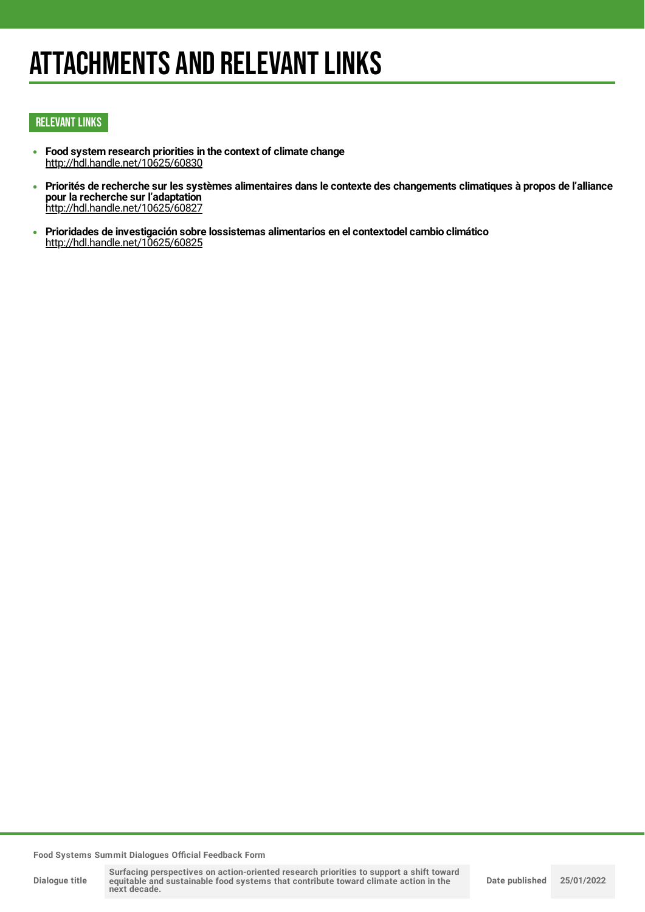# ATTACHMENTS AND RELEVANT LINKS

## RELEVANT LINKS

- **Food system research priorities in the context of climate change**
  http://hdl.handle.net/10625/60830

- **Priorités de recherche sur les systèmes alimentaires dans le contexte des changements climatiques à propos de l'alliance pour la recherche sur l'adaptation**
  http://hdl.handle.net/10625/60827

- **Prioridades de investigación sobre lossistemas alimentarios en el contextodel cambio climático**
  http://hdl.handle.net/10625/60825